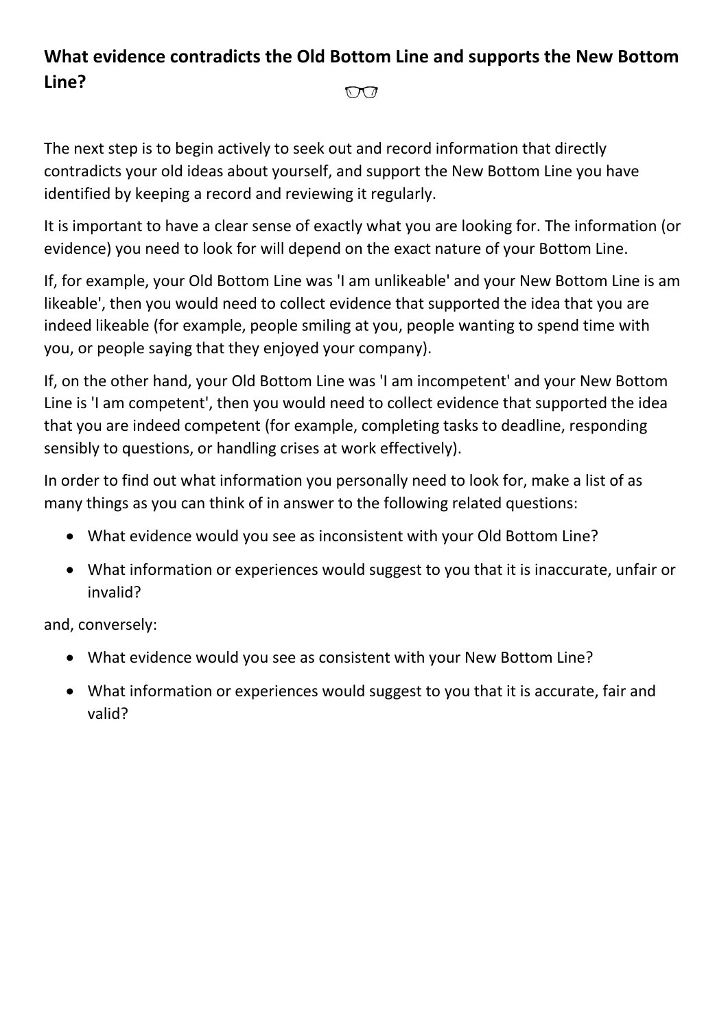## What evidence contradicts the Old Bottom Line and supports the New Bottom Line?

The next step is to begin actively to seek out and record information that directly contradicts your old ideas about yourself, and support the New Bottom Line you have identified by keeping a record and reviewing it regularly.

It is important to have a clear sense of exactly what you are looking for. The information (or evidence) you need to look for will depend on the exact nature of your Bottom Line.

If, for example, your Old Bottom Line was 'I am unlikeable' and your New Bottom Line is am likeable', then you would need to collect evidence that supported the idea that you are indeed likeable (for example, people smiling at you, people wanting to spend time with you, or people saying that they enjoyed your company).

If, on the other hand, your Old Bottom Line was 'I am incompetent' and your New Bottom Line is 'I am competent', then you would need to collect evidence that supported the idea that you are indeed competent (for example, completing tasks to deadline, responding sensibly to questions, or handling crises at work effectively).

In order to find out what information you personally need to look for, make a list of as many things as you can think of in answer to the following related questions:

- What evidence would you see as inconsistent with your Old Bottom Line?
- What information or experiences would suggest to you that it is inaccurate, unfair or invalid?

and, conversely:

- What evidence would you see as consistent with your New Bottom Line?
- What information or experiences would suggest to you that it is accurate, fair and valid?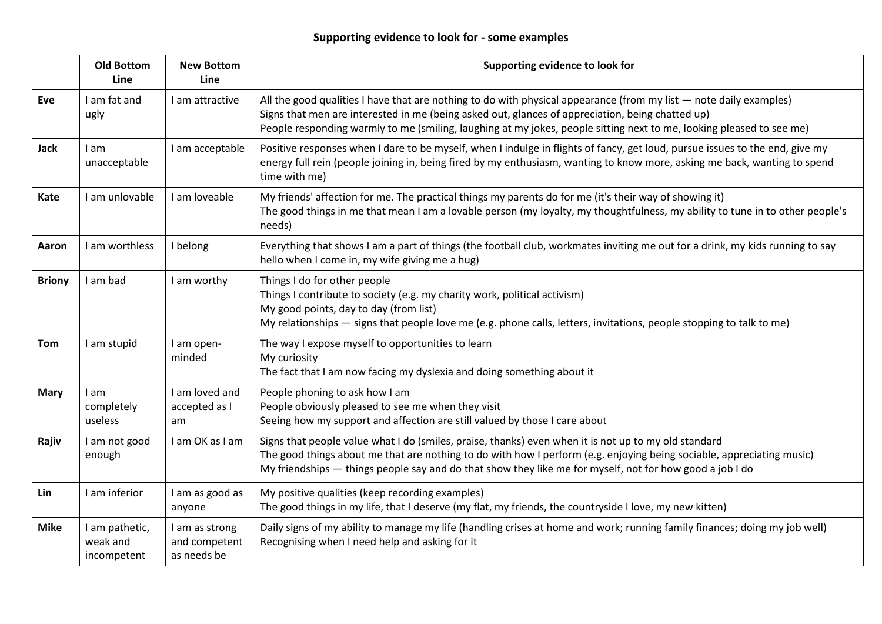**Supporting evidence to look for - some examples**

| | Old Bottom Line | New Bottom Line | Supporting evidence to look for |
|---|---|---|---|
| **Eve** | I am fat and ugly | I am attractive | All the good qualities I have that are nothing to do with physical appearance (from my list — note daily examples)<br>Signs that men are interested in me (being asked out, glances of appreciation, being chatted up)<br>People responding warmly to me (smiling, laughing at my jokes, people sitting next to me, looking pleased to see me) |
| **Jack** | I am unacceptable | I am acceptable | Positive responses when I dare to be myself, when I indulge in flights of fancy, get loud, pursue issues to the end, give my energy full rein (people joining in, being fired by my enthusiasm, wanting to know more, asking me back, wanting to spend time with me) |
| **Kate** | I am unlovable | I am loveable | My friends' affection for me. The practical things my parents do for me (it's their way of showing it)<br>The good things in me that mean I am a lovable person (my loyalty, my thoughtfulness, my ability to tune in to other people's needs) |
| **Aaron** | I am worthless | I belong | Everything that shows I am a part of things (the football club, workmates inviting me out for a drink, my kids running to say hello when I come in, my wife giving me a hug) |
| **Briony** | I am bad | I am worthy | Things I do for other people<br>Things I contribute to society (e.g. my charity work, political activism)<br>My good points, day to day (from list)<br>My relationships — signs that people love me (e.g. phone calls, letters, invitations, people stopping to talk to me) |
| **Tom** | I am stupid | I am open-minded | The way I expose myself to opportunities to learn<br>My curiosity<br>The fact that I am now facing my dyslexia and doing something about it |
| **Mary** | I am completely useless | I am loved and accepted as I am | People phoning to ask how I am<br>People obviously pleased to see me when they visit<br>Seeing how my support and affection are still valued by those I care about |
| **Rajiv** | I am not good enough | I am OK as I am | Signs that people value what I do (smiles, praise, thanks) even when it is not up to my old standard<br>The good things about me that are nothing to do with how I perform (e.g. enjoying being sociable, appreciating music)<br>My friendships — things people say and do that show they like me for myself, not for how good a job I do |
| **Lin** | I am inferior | I am as good as anyone | My positive qualities (keep recording examples)<br>The good things in my life, that I deserve (my flat, my friends, the countryside I love, my new kitten) |
| **Mike** | I am pathetic, weak and incompetent | I am as strong and competent as needs be | Daily signs of my ability to manage my life (handling crises at home and work; running family finances; doing my job well)<br>Recognising when I need help and asking for it |